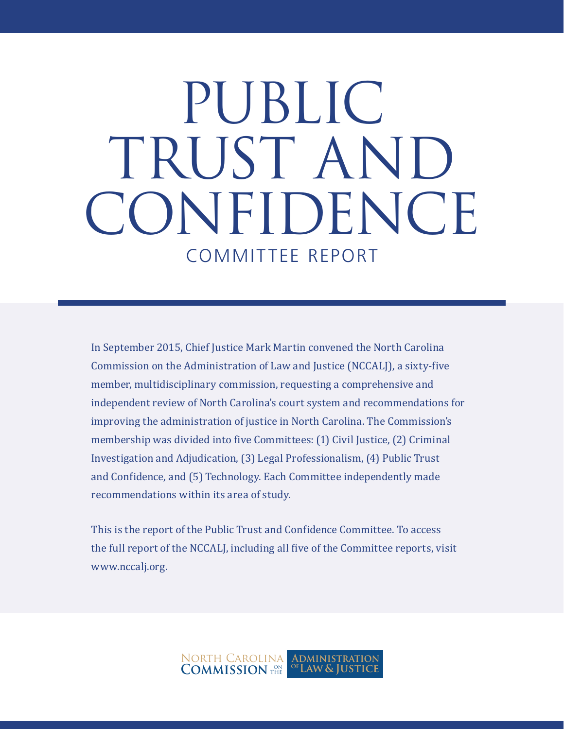# PUBLIC TRUST AND CONFIDENCE

## COMMITTEE REPORT

In September 2015, Chief Justice Mark Martin convened the North Carolina Commission on the Administration of Law and Justice (NCCALJ), a sixty-five member, multidisciplinary commission, requesting a comprehensive and independent review of North Carolina's court system and recommendations for improving the administration of justice in North Carolina. The Commission's membership was divided into five Committees: (1) Civil Justice, (2) Criminal Investigation and Adjudication, (3) Legal Professionalism, (4) Public Trust and Confidence, and (5) Technology. Each Committee independently made recommendations within its area of study.

This is the report of the Public Trust and Confidence Committee. To access the full report of the NCCALJ, including all five of the Committee reports, visit www.nccalj.org.

NORTH CAROLINA COMMISSION ON THE ADMINISTRATION OF LAW & JUSTICE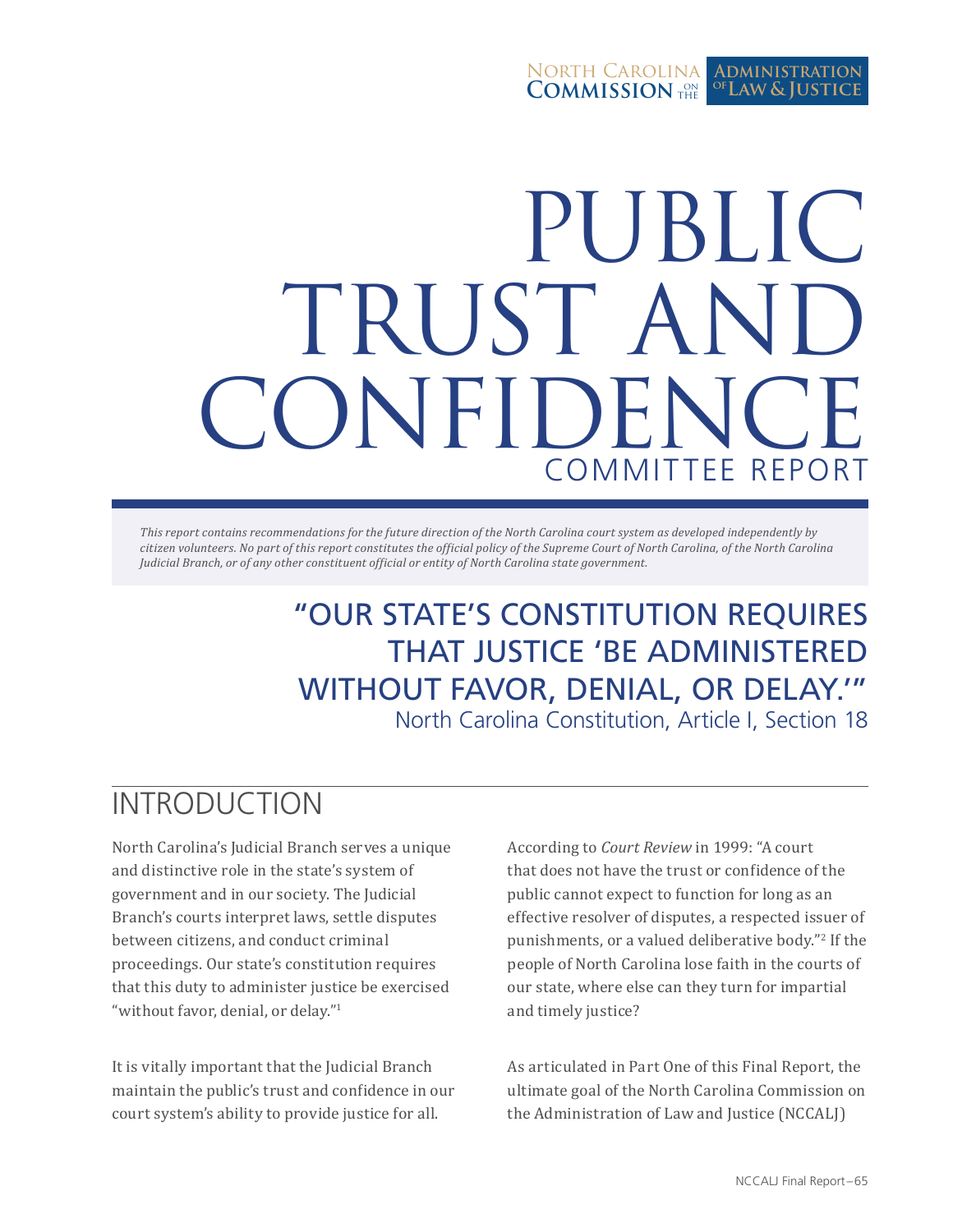# PUBLIC TRUST AND CONFIDENCE

## COMMITTEE REPORT

*This report contains recommendations for the future direction of the North Carolina court system as developed independently by citizen volunteers. No part of this report constitutes the official policy of the Supreme Court of North Carolina, of the North Carolina Judicial Branch, or of any other constituent official or entity of North Carolina state government.*

### "OUR STATE'S CONSTITUTION REQUIRES THAT JUSTICE 'BE ADMINISTERED WITHOUT FAVOR, DENIAL, OR DELAY.'"

North Carolina Constitution, Article I, Section 18

## INTRODUCTION

North Carolina's Judicial Branch serves a unique and distinctive role in the state's system of government and in our society. The Judicial Branch's courts interpret laws, settle disputes between citizens, and conduct criminal proceedings. Our state's constitution requires that this duty to administer justice be exercised "without favor, denial, or delay."[1]

It is vitally important that the Judicial Branch maintain the public's trust and confidence in our court system's ability to provide justice for all.

According to *Court Review* in 1999: "A court that does not have the trust or confidence of the public cannot expect to function for long as an effective resolver of disputes, a respected issuer of punishments, or a valued deliberative body."[2] If the people of North Carolina lose faith in the courts of our state, where else can they turn for impartial and timely justice?

As articulated in Part One of this Final Report, the ultimate goal of the North Carolina Commission on the Administration of Law and Justice (NCCALJ)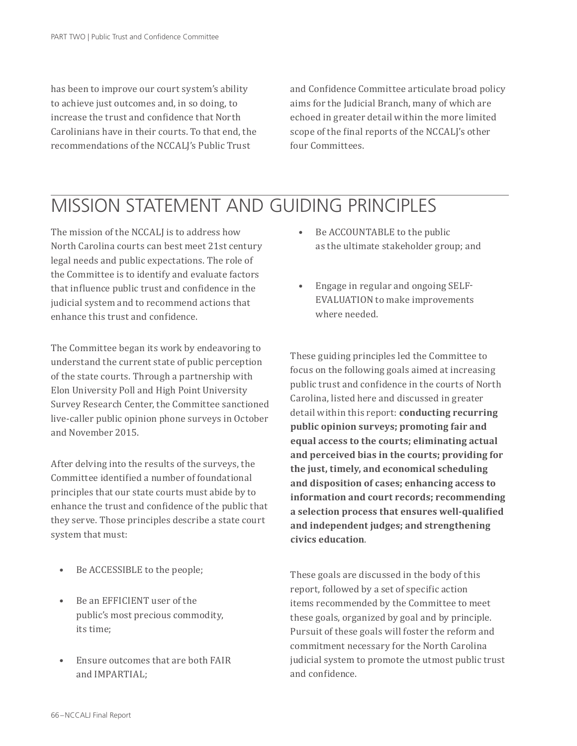has been to improve our court system's ability to achieve just outcomes and, in so doing, to increase the trust and confidence that North Carolinians have in their courts. To that end, the recommendations of the NCCALJ's Public Trust and Confidence Committee articulate broad policy aims for the Judicial Branch, many of which are echoed in greater detail within the more limited scope of the final reports of the NCCALJ's other four Committees.

## MISSION STATEMENT AND GUIDING PRINCIPLES

The mission of the NCCALJ is to address how North Carolina courts can best meet 21st century legal needs and public expectations. The role of the Committee is to identify and evaluate factors that influence public trust and confidence in the judicial system and to recommend actions that enhance this trust and confidence.

The Committee began its work by endeavoring to understand the current state of public perception of the state courts. Through a partnership with Elon University Poll and High Point University Survey Research Center, the Committee sanctioned live-caller public opinion phone surveys in October and November 2015.

After delving into the results of the surveys, the Committee identified a number of foundational principles that our state courts must abide by to enhance the trust and confidence of the public that they serve. Those principles describe a state court system that must:

- Be ACCESSIBLE to the people;
- Be an EFFICIENT user of the public's most precious commodity, its time;
- Ensure outcomes that are both FAIR and IMPARTIAL;
- Be ACCOUNTABLE to the public as the ultimate stakeholder group; and
- Engage in regular and ongoing SELF-EVALUATION to make improvements where needed.

These guiding principles led the Committee to focus on the following goals aimed at increasing public trust and confidence in the courts of North Carolina, listed here and discussed in greater detail within this report: **conducting recurring public opinion surveys; promoting fair and equal access to the courts; eliminating actual and perceived bias in the courts; providing for the just, timely, and economical scheduling and disposition of cases; enhancing access to information and court records; recommending a selection process that ensures well-qualified and independent judges; and strengthening civics education**.

These goals are discussed in the body of this report, followed by a set of specific action items recommended by the Committee to meet these goals, organized by goal and by principle. Pursuit of these goals will foster the reform and commitment necessary for the North Carolina judicial system to promote the utmost public trust and confidence.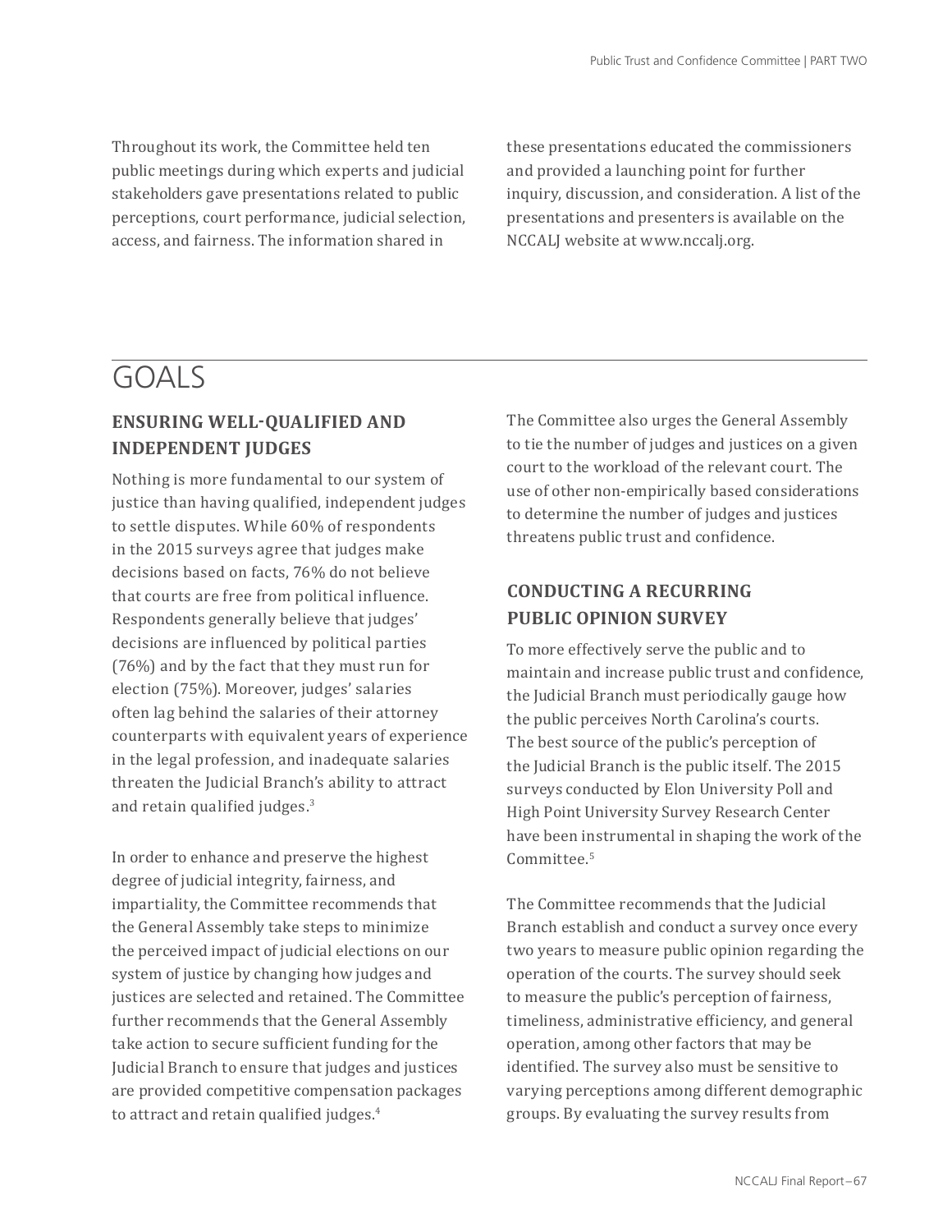Throughout its work, the Committee held ten public meetings during which experts and judicial stakeholders gave presentations related to public perceptions, court performance, judicial selection, access, and fairness. The information shared in these presentations educated the commissioners and provided a launching point for further inquiry, discussion, and consideration. A list of the presentations and presenters is available on the NCCALJ website at www.nccalj.org.

# GOALS

## ENSURING WELL-QUALIFIED AND INDEPENDENT JUDGES

Nothing is more fundamental to our system of justice than having qualified, independent judges to settle disputes. While 60% of respondents in the 2015 surveys agree that judges make decisions based on facts, 76% do not believe that courts are free from political influence. Respondents generally believe that judges' decisions are influenced by political parties (76%) and by the fact that they must run for election (75%). Moreover, judges' salaries often lag behind the salaries of their attorney counterparts with equivalent years of experience in the legal profession, and inadequate salaries threaten the Judicial Branch's ability to attract and retain qualified judges.[3]

In order to enhance and preserve the highest degree of judicial integrity, fairness, and impartiality, the Committee recommends that the General Assembly take steps to minimize the perceived impact of judicial elections on our system of justice by changing how judges and justices are selected and retained. The Committee further recommends that the General Assembly take action to secure sufficient funding for the Judicial Branch to ensure that judges and justices are provided competitive compensation packages to attract and retain qualified judges.[4]

The Committee also urges the General Assembly to tie the number of judges and justices on a given court to the workload of the relevant court. The use of other non-empirically based considerations to determine the number of judges and justices threatens public trust and confidence.

## CONDUCTING A RECURRING PUBLIC OPINION SURVEY

To more effectively serve the public and to maintain and increase public trust and confidence, the Judicial Branch must periodically gauge how the public perceives North Carolina's courts. The best source of the public's perception of the Judicial Branch is the public itself. The 2015 surveys conducted by Elon University Poll and High Point University Survey Research Center have been instrumental in shaping the work of the Committee.[5]

The Committee recommends that the Judicial Branch establish and conduct a survey once every two years to measure public opinion regarding the operation of the courts. The survey should seek to measure the public's perception of fairness, timeliness, administrative efficiency, and general operation, among other factors that may be identified. The survey also must be sensitive to varying perceptions among different demographic groups. By evaluating the survey results from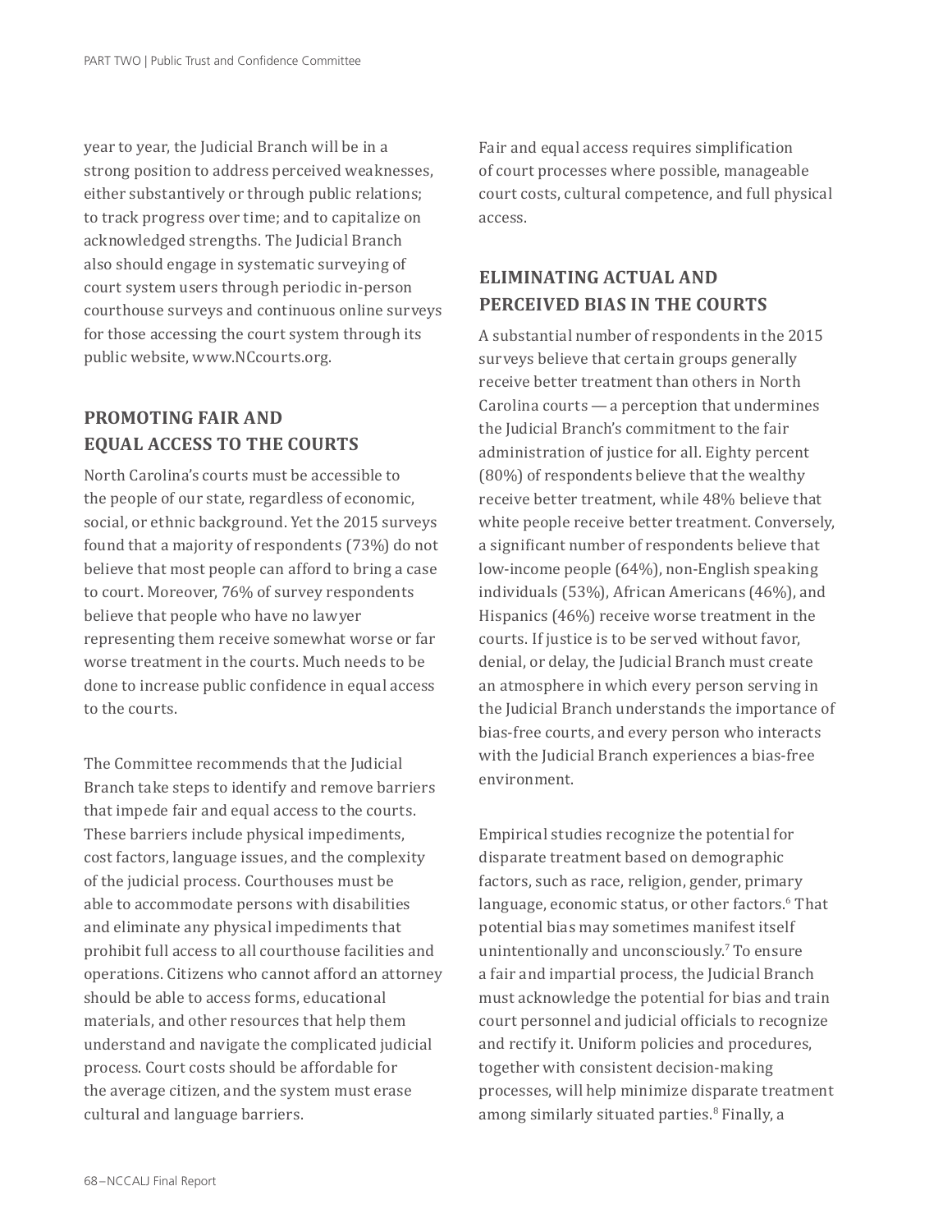year to year, the Judicial Branch will be in a strong position to address perceived weaknesses, either substantively or through public relations; to track progress over time; and to capitalize on acknowledged strengths. The Judicial Branch also should engage in systematic surveying of court system users through periodic in-person courthouse surveys and continuous online surveys for those accessing the court system through its public website, www.NCcourts.org.

## PROMOTING FAIR AND EQUAL ACCESS TO THE COURTS

North Carolina's courts must be accessible to the people of our state, regardless of economic, social, or ethnic background. Yet the 2015 surveys found that a majority of respondents (73%) do not believe that most people can afford to bring a case to court. Moreover, 76% of survey respondents believe that people who have no lawyer representing them receive somewhat worse or far worse treatment in the courts. Much needs to be done to increase public confidence in equal access to the courts.

The Committee recommends that the Judicial Branch take steps to identify and remove barriers that impede fair and equal access to the courts. These barriers include physical impediments, cost factors, language issues, and the complexity of the judicial process. Courthouses must be able to accommodate persons with disabilities and eliminate any physical impediments that prohibit full access to all courthouse facilities and operations. Citizens who cannot afford an attorney should be able to access forms, educational materials, and other resources that help them understand and navigate the complicated judicial process. Court costs should be affordable for the average citizen, and the system must erase cultural and language barriers.

Fair and equal access requires simplification of court processes where possible, manageable court costs, cultural competence, and full physical access.

## ELIMINATING ACTUAL AND PERCEIVED BIAS IN THE COURTS

A substantial number of respondents in the 2015 surveys believe that certain groups generally receive better treatment than others in North Carolina courts — a perception that undermines the Judicial Branch's commitment to the fair administration of justice for all. Eighty percent (80%) of respondents believe that the wealthy receive better treatment, while 48% believe that white people receive better treatment. Conversely, a significant number of respondents believe that low-income people (64%), non-English speaking individuals (53%), African Americans (46%), and Hispanics (46%) receive worse treatment in the courts. If justice is to be served without favor, denial, or delay, the Judicial Branch must create an atmosphere in which every person serving in the Judicial Branch understands the importance of bias-free courts, and every person who interacts with the Judicial Branch experiences a bias-free environment.

Empirical studies recognize the potential for disparate treatment based on demographic factors, such as race, religion, gender, primary language, economic status, or other factors.[6] That potential bias may sometimes manifest itself unintentionally and unconsciously.[7] To ensure a fair and impartial process, the Judicial Branch must acknowledge the potential for bias and train court personnel and judicial officials to recognize and rectify it. Uniform policies and procedures, together with consistent decision-making processes, will help minimize disparate treatment among similarly situated parties.[8] Finally, a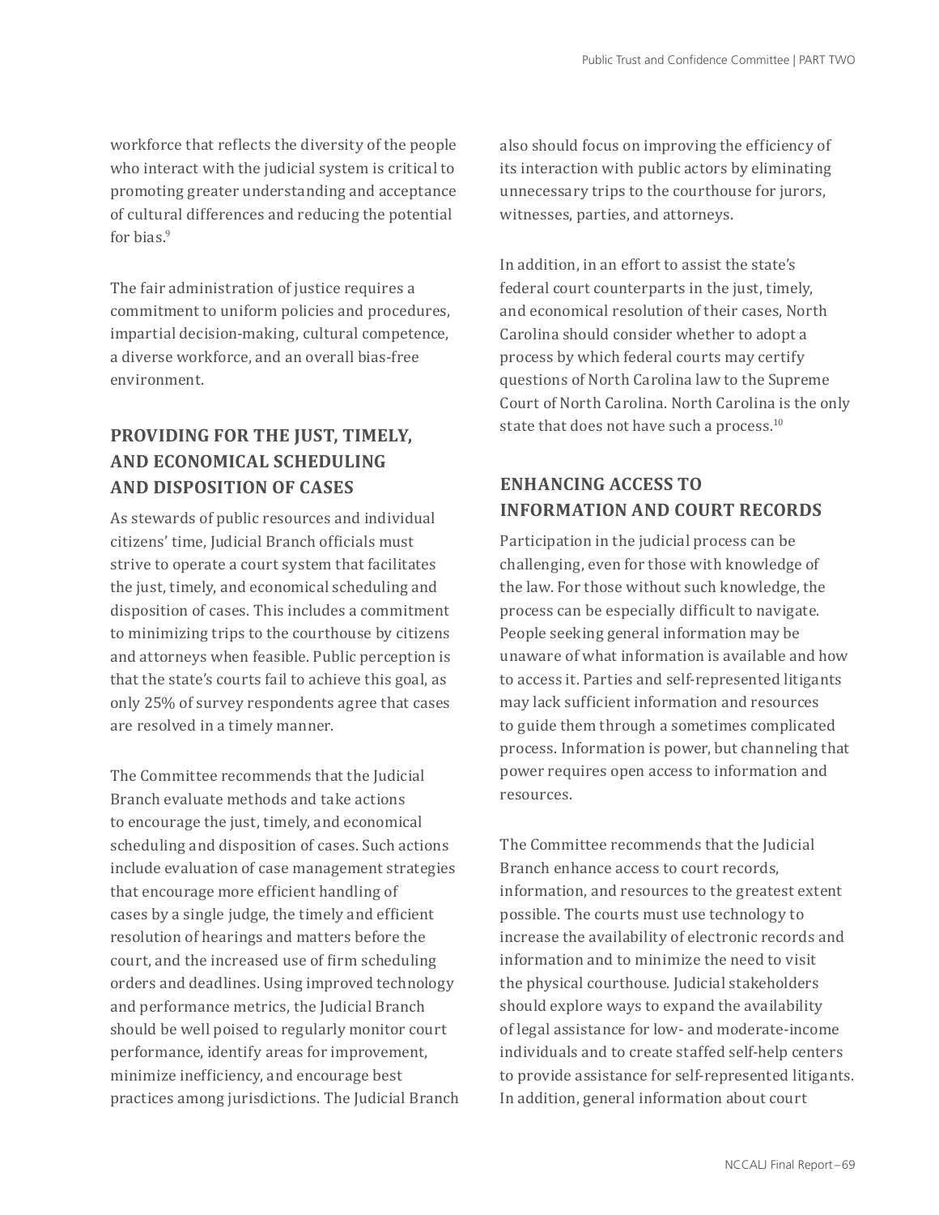workforce that reflects the diversity of the people who interact with the judicial system is critical to promoting greater understanding and acceptance of cultural differences and reducing the potential for bias.[9]

The fair administration of justice requires a commitment to uniform policies and procedures, impartial decision-making, cultural competence, a diverse workforce, and an overall bias-free environment.

## PROVIDING FOR THE JUST, TIMELY, AND ECONOMICAL SCHEDULING AND DISPOSITION OF CASES

As stewards of public resources and individual citizens' time, Judicial Branch officials must strive to operate a court system that facilitates the just, timely, and economical scheduling and disposition of cases. This includes a commitment to minimizing trips to the courthouse by citizens and attorneys when feasible. Public perception is that the state's courts fail to achieve this goal, as only 25% of survey respondents agree that cases are resolved in a timely manner.

The Committee recommends that the Judicial Branch evaluate methods and take actions to encourage the just, timely, and economical scheduling and disposition of cases. Such actions include evaluation of case management strategies that encourage more efficient handling of cases by a single judge, the timely and efficient resolution of hearings and matters before the court, and the increased use of firm scheduling orders and deadlines. Using improved technology and performance metrics, the Judicial Branch should be well poised to regularly monitor court performance, identify areas for improvement, minimize inefficiency, and encourage best practices among jurisdictions. The Judicial Branch also should focus on improving the efficiency of its interaction with public actors by eliminating unnecessary trips to the courthouse for jurors, witnesses, parties, and attorneys.

In addition, in an effort to assist the state's federal court counterparts in the just, timely, and economical resolution of their cases, North Carolina should consider whether to adopt a process by which federal courts may certify questions of North Carolina law to the Supreme Court of North Carolina. North Carolina is the only state that does not have such a process.[10]

## ENHANCING ACCESS TO INFORMATION AND COURT RECORDS

Participation in the judicial process can be challenging, even for those with knowledge of the law. For those without such knowledge, the process can be especially difficult to navigate. People seeking general information may be unaware of what information is available and how to access it. Parties and self-represented litigants may lack sufficient information and resources to guide them through a sometimes complicated process. Information is power, but channeling that power requires open access to information and resources.

The Committee recommends that the Judicial Branch enhance access to court records, information, and resources to the greatest extent possible. The courts must use technology to increase the availability of electronic records and information and to minimize the need to visit the physical courthouse. Judicial stakeholders should explore ways to expand the availability of legal assistance for low- and moderate-income individuals and to create staffed self-help centers to provide assistance for self-represented litigants. In addition, general information about court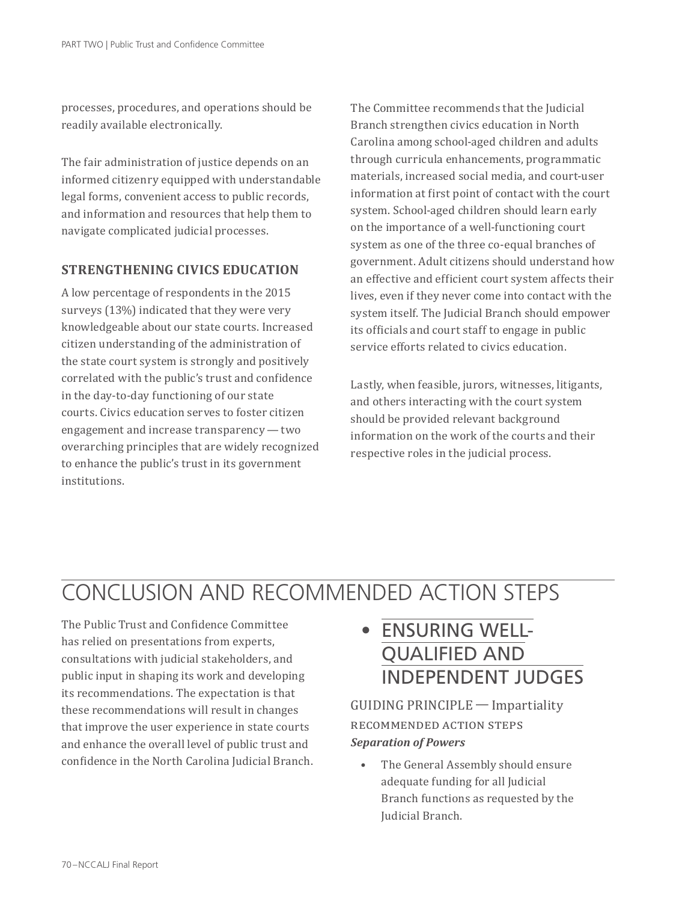processes, procedures, and operations should be readily available electronically.

The fair administration of justice depends on an informed citizenry equipped with understandable legal forms, convenient access to public records, and information and resources that help them to navigate complicated judicial processes.

### STRENGTHENING CIVICS EDUCATION

A low percentage of respondents in the 2015 surveys (13%) indicated that they were very knowledgeable about our state courts. Increased citizen understanding of the administration of the state court system is strongly and positively correlated with the public's trust and confidence in the day-to-day functioning of our state courts. Civics education serves to foster citizen engagement and increase transparency — two overarching principles that are widely recognized to enhance the public's trust in its government institutions.

The Committee recommends that the Judicial Branch strengthen civics education in North Carolina among school-aged children and adults through curricula enhancements, programmatic materials, increased social media, and court-user information at first point of contact with the court system. School-aged children should learn early on the importance of a well-functioning court system as one of the three co-equal branches of government. Adult citizens should understand how an effective and efficient court system affects their lives, even if they never come into contact with the system itself. The Judicial Branch should empower its officials and court staff to engage in public service efforts related to civics education.

Lastly, when feasible, jurors, witnesses, litigants, and others interacting with the court system should be provided relevant background information on the work of the courts and their respective roles in the judicial process.

## CONCLUSION AND RECOMMENDED ACTION STEPS

The Public Trust and Confidence Committee has relied on presentations from experts, consultations with judicial stakeholders, and public input in shaping its work and developing its recommendations. The expectation is that these recommendations will result in changes that improve the user experience in state courts and enhance the overall level of public trust and confidence in the North Carolina Judicial Branch.

### • ENSURING WELL-QUALIFIED AND INDEPENDENT JUDGES

GUIDING PRINCIPLE — Impartiality

RECOMMENDED ACTION STEPS

***Separation of Powers***

- The General Assembly should ensure adequate funding for all Judicial Branch functions as requested by the Judicial Branch.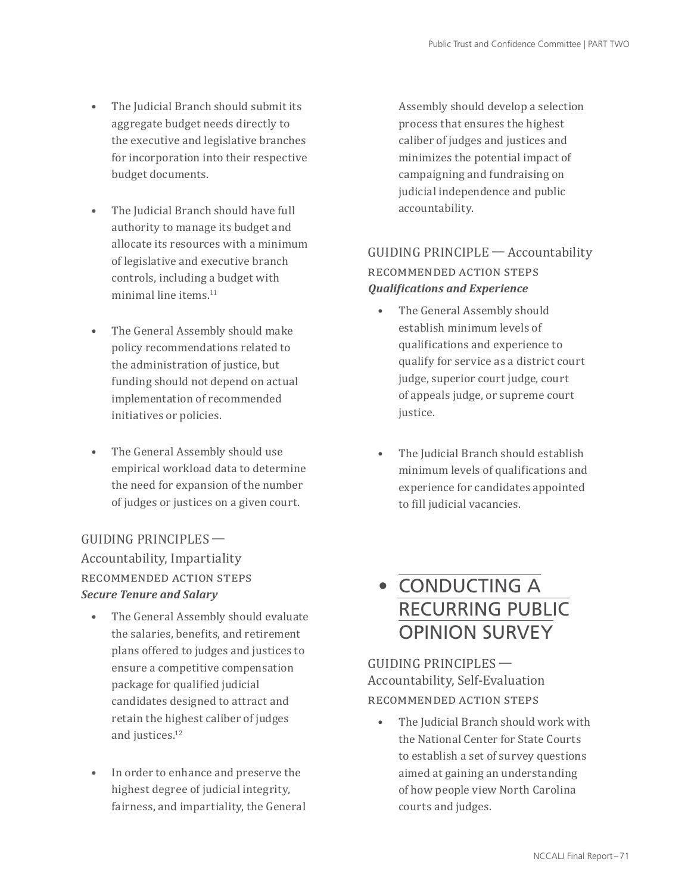- The Judicial Branch should submit its aggregate budget needs directly to the executive and legislative branches for incorporation into their respective budget documents.

- The Judicial Branch should have full authority to manage its budget and allocate its resources with a minimum of legislative and executive branch controls, including a budget with minimal line items.[11]

- The General Assembly should make policy recommendations related to the administration of justice, but funding should not depend on actual implementation of recommended initiatives or policies.

- The General Assembly should use empirical workload data to determine the need for expansion of the number of judges or justices on a given court.

### GUIDING PRINCIPLES — Accountability, Impartiality

RECOMMENDED ACTION STEPS

***Secure Tenure and Salary***

- The General Assembly should evaluate the salaries, benefits, and retirement plans offered to judges and justices to ensure a competitive compensation package for qualified judicial candidates designed to attract and retain the highest caliber of judges and justices.[12]

- In order to enhance and preserve the highest degree of judicial integrity, fairness, and impartiality, the General Assembly should develop a selection process that ensures the highest caliber of judges and justices and minimizes the potential impact of campaigning and fundraising on judicial independence and public accountability.

### GUIDING PRINCIPLE — Accountability

RECOMMENDED ACTION STEPS

***Qualifications and Experience***

- The General Assembly should establish minimum levels of qualifications and experience to qualify for service as a district court judge, superior court judge, court of appeals judge, or supreme court justice.

- The Judicial Branch should establish minimum levels of qualifications and experience for candidates appointed to fill judicial vacancies.

## CONDUCTING A RECURRING PUBLIC OPINION SURVEY

### GUIDING PRINCIPLES — Accountability, Self-Evaluation

RECOMMENDED ACTION STEPS

- The Judicial Branch should work with the National Center for State Courts to establish a set of survey questions aimed at gaining an understanding of how people view North Carolina courts and judges.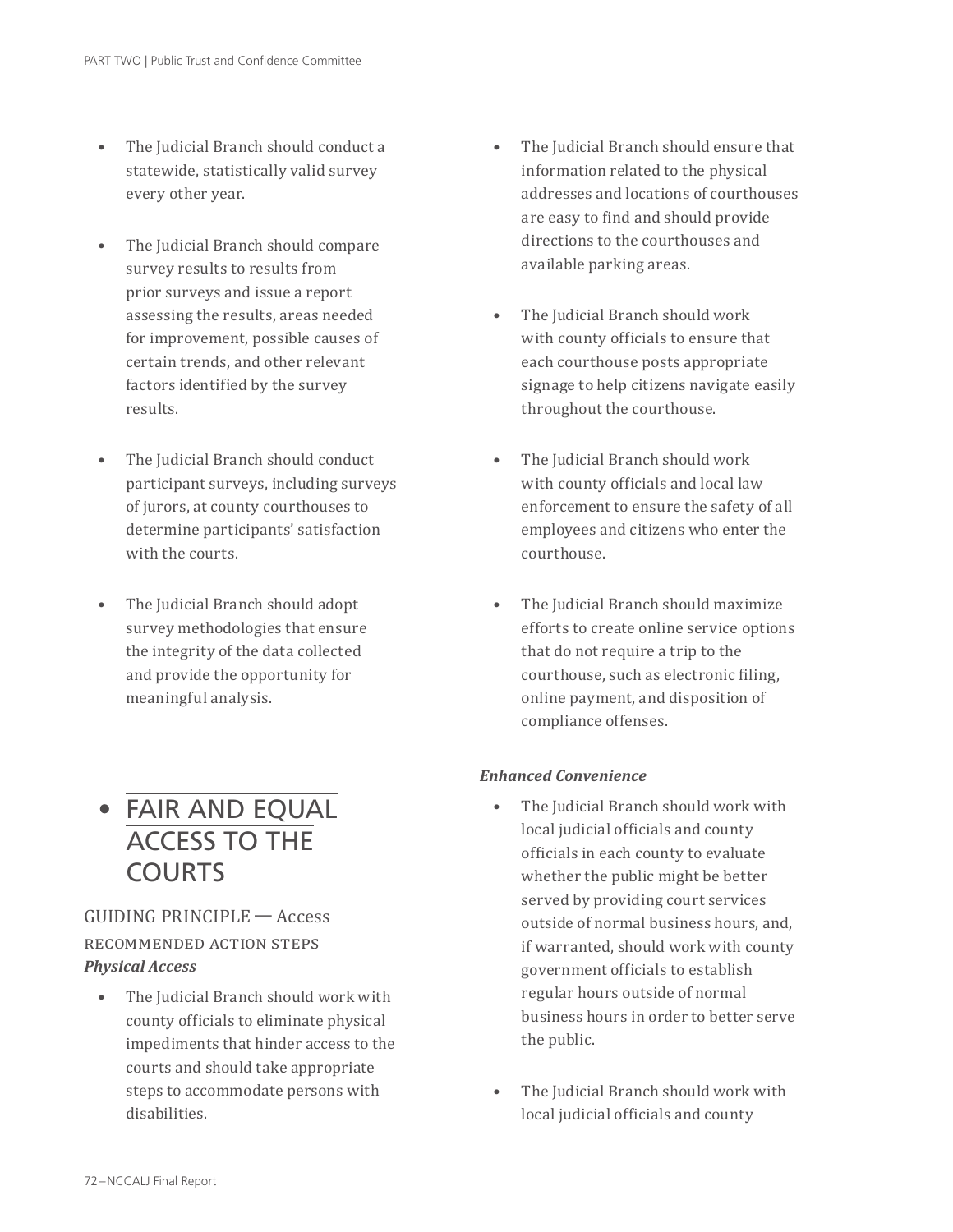- The Judicial Branch should conduct a statewide, statistically valid survey every other year.
- The Judicial Branch should compare survey results to results from prior surveys and issue a report assessing the results, areas needed for improvement, possible causes of certain trends, and other relevant factors identified by the survey results.
- The Judicial Branch should conduct participant surveys, including surveys of jurors, at county courthouses to determine participants' satisfaction with the courts.
- The Judicial Branch should adopt survey methodologies that ensure the integrity of the data collected and provide the opportunity for meaningful analysis.

## FAIR AND EQUAL ACCESS TO THE COURTS

GUIDING PRINCIPLE — Access

RECOMMENDED ACTION STEPS

***Physical Access***

- The Judicial Branch should work with county officials to eliminate physical impediments that hinder access to the courts and should take appropriate steps to accommodate persons with disabilities.
- The Judicial Branch should ensure that information related to the physical addresses and locations of courthouses are easy to find and should provide directions to the courthouses and available parking areas.
- The Judicial Branch should work with county officials to ensure that each courthouse posts appropriate signage to help citizens navigate easily throughout the courthouse.
- The Judicial Branch should work with county officials and local law enforcement to ensure the safety of all employees and citizens who enter the courthouse.
- The Judicial Branch should maximize efforts to create online service options that do not require a trip to the courthouse, such as electronic filing, online payment, and disposition of compliance offenses.

***Enhanced Convenience***

- The Judicial Branch should work with local judicial officials and county officials in each county to evaluate whether the public might be better served by providing court services outside of normal business hours, and, if warranted, should work with county government officials to establish regular hours outside of normal business hours in order to better serve the public.
- The Judicial Branch should work with local judicial officials and county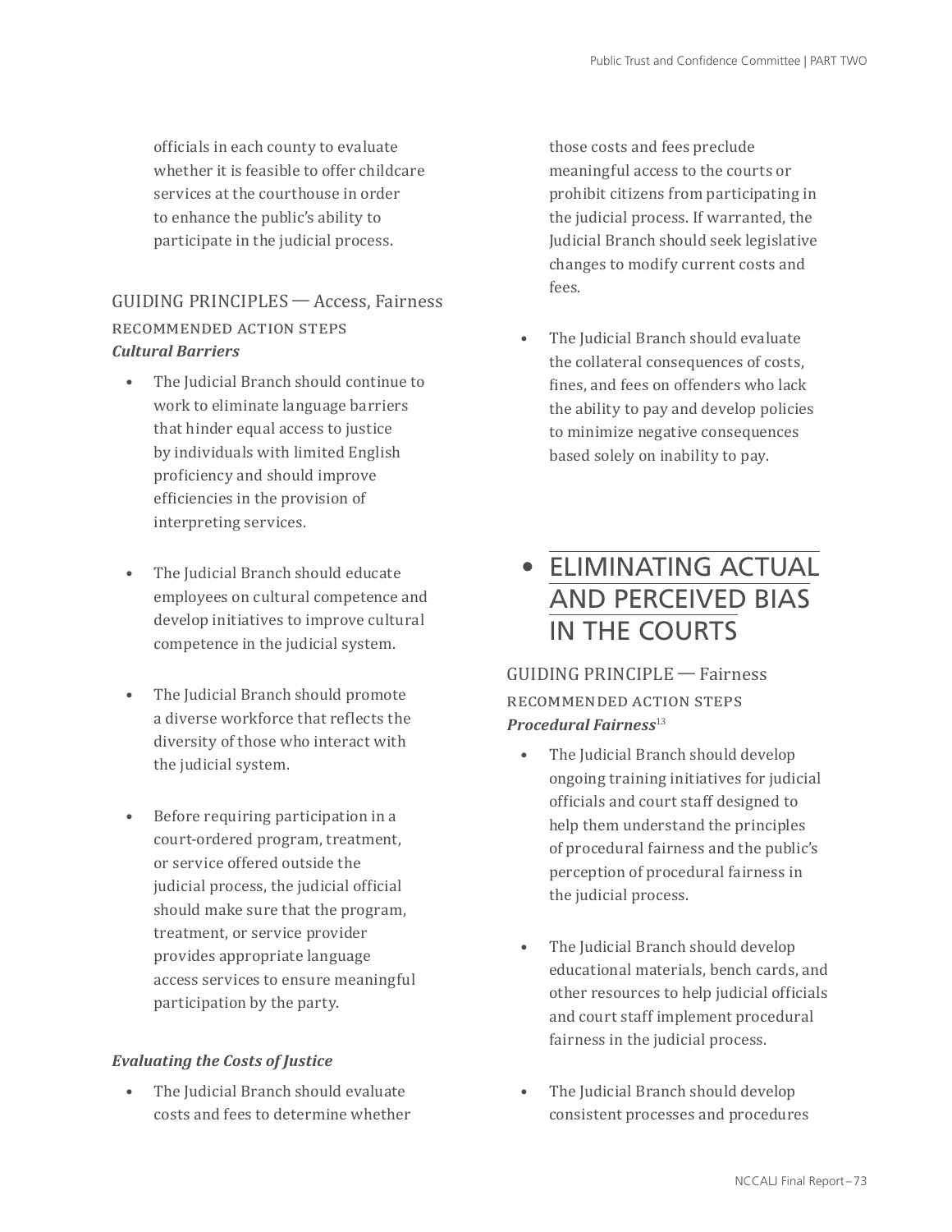officials in each county to evaluate whether it is feasible to offer childcare services at the courthouse in order to enhance the public's ability to participate in the judicial process.

### GUIDING PRINCIPLES — Access, Fairness

RECOMMENDED ACTION STEPS

***Cultural Barriers***

- The Judicial Branch should continue to work to eliminate language barriers that hinder equal access to justice by individuals with limited English proficiency and should improve efficiencies in the provision of interpreting services.
- The Judicial Branch should educate employees on cultural competence and develop initiatives to improve cultural competence in the judicial system.
- The Judicial Branch should promote a diverse workforce that reflects the diversity of those who interact with the judicial system.
- Before requiring participation in a court-ordered program, treatment, or service offered outside the judicial process, the judicial official should make sure that the program, treatment, or service provider provides appropriate language access services to ensure meaningful participation by the party.

***Evaluating the Costs of Justice***

- The Judicial Branch should evaluate costs and fees to determine whether those costs and fees preclude meaningful access to the courts or prohibit citizens from participating in the judicial process. If warranted, the Judicial Branch should seek legislative changes to modify current costs and fees.
- The Judicial Branch should evaluate the collateral consequences of costs, fines, and fees on offenders who lack the ability to pay and develop policies to minimize negative consequences based solely on inability to pay.

## • ELIMINATING ACTUAL AND PERCEIVED BIAS IN THE COURTS

### GUIDING PRINCIPLE — Fairness

RECOMMENDED ACTION STEPS

***Procedural Fairness***[13]

- The Judicial Branch should develop ongoing training initiatives for judicial officials and court staff designed to help them understand the principles of procedural fairness and the public's perception of procedural fairness in the judicial process.
- The Judicial Branch should develop educational materials, bench cards, and other resources to help judicial officials and court staff implement procedural fairness in the judicial process.
- The Judicial Branch should develop consistent processes and procedures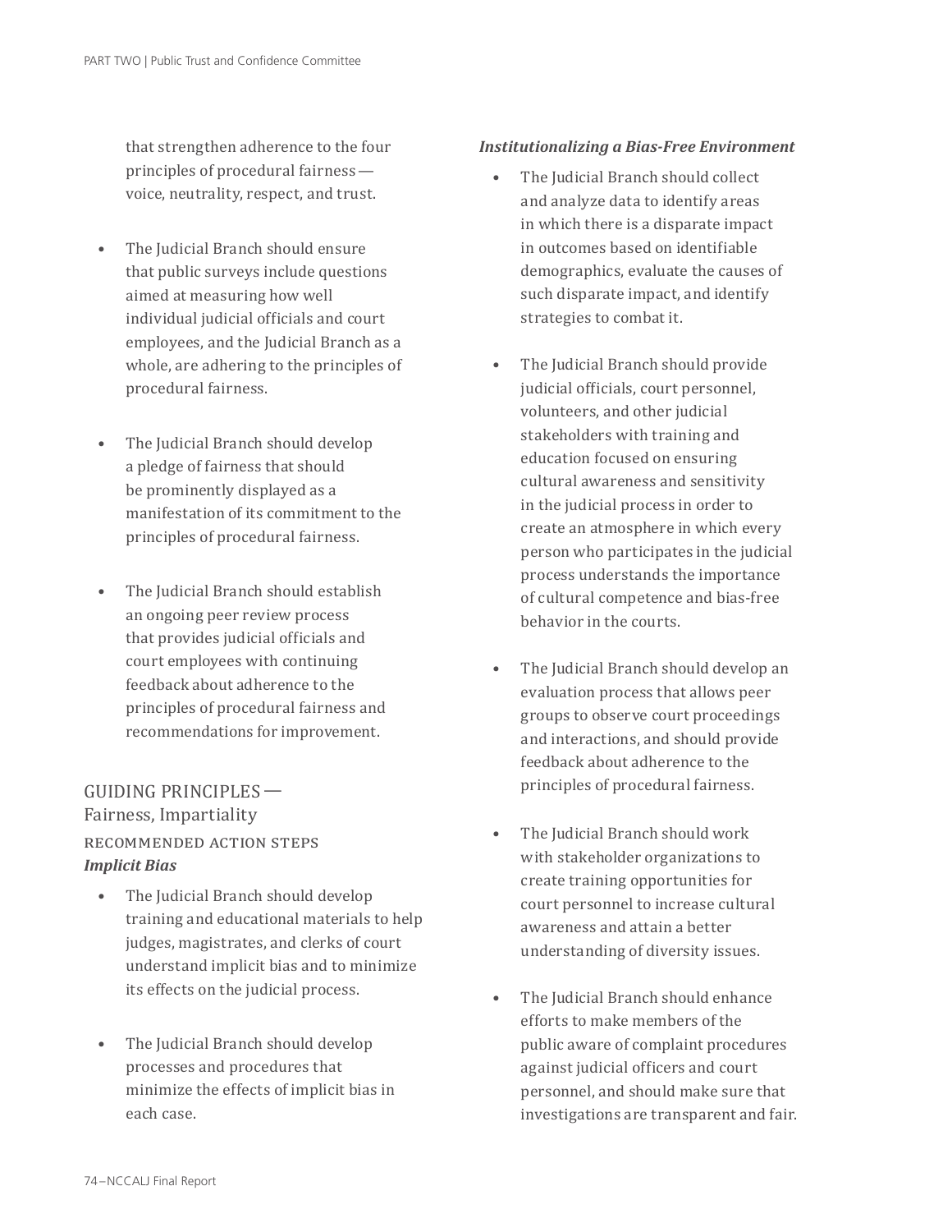that strengthen adherence to the four principles of procedural fairness — voice, neutrality, respect, and trust.

- The Judicial Branch should ensure that public surveys include questions aimed at measuring how well individual judicial officials and court employees, and the Judicial Branch as a whole, are adhering to the principles of procedural fairness.

- The Judicial Branch should develop a pledge of fairness that should be prominently displayed as a manifestation of its commitment to the principles of procedural fairness.

- The Judicial Branch should establish an ongoing peer review process that provides judicial officials and court employees with continuing feedback about adherence to the principles of procedural fairness and recommendations for improvement.

## GUIDING PRINCIPLES — Fairness, Impartiality

### RECOMMENDED ACTION STEPS

***Implicit Bias***

- The Judicial Branch should develop training and educational materials to help judges, magistrates, and clerks of court understand implicit bias and to minimize its effects on the judicial process.

- The Judicial Branch should develop processes and procedures that minimize the effects of implicit bias in each case.

***Institutionalizing a Bias-Free Environment***

- The Judicial Branch should collect and analyze data to identify areas in which there is a disparate impact in outcomes based on identifiable demographics, evaluate the causes of such disparate impact, and identify strategies to combat it.

- The Judicial Branch should provide judicial officials, court personnel, volunteers, and other judicial stakeholders with training and education focused on ensuring cultural awareness and sensitivity in the judicial process in order to create an atmosphere in which every person who participates in the judicial process understands the importance of cultural competence and bias-free behavior in the courts.

- The Judicial Branch should develop an evaluation process that allows peer groups to observe court proceedings and interactions, and should provide feedback about adherence to the principles of procedural fairness.

- The Judicial Branch should work with stakeholder organizations to create training opportunities for court personnel to increase cultural awareness and attain a better understanding of diversity issues.

- The Judicial Branch should enhance efforts to make members of the public aware of complaint procedures against judicial officers and court personnel, and should make sure that investigations are transparent and fair.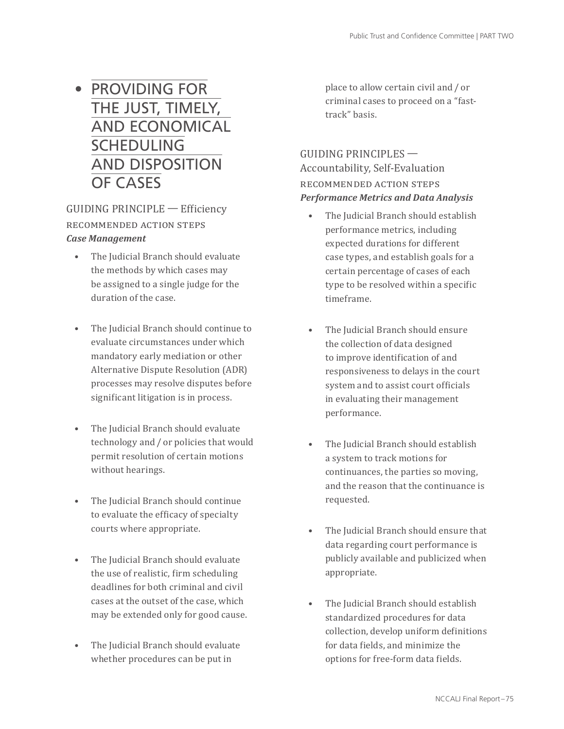## PROVIDING FOR THE JUST, TIMELY, AND ECONOMICAL SCHEDULING AND DISPOSITION OF CASES

### GUIDING PRINCIPLE — Efficiency

RECOMMENDED ACTION STEPS

***Case Management***

- The Judicial Branch should evaluate the methods by which cases may be assigned to a single judge for the duration of the case.
- The Judicial Branch should continue to evaluate circumstances under which mandatory early mediation or other Alternative Dispute Resolution (ADR) processes may resolve disputes before significant litigation is in process.
- The Judicial Branch should evaluate technology and / or policies that would permit resolution of certain motions without hearings.
- The Judicial Branch should continue to evaluate the efficacy of specialty courts where appropriate.
- The Judicial Branch should evaluate the use of realistic, firm scheduling deadlines for both criminal and civil cases at the outset of the case, which may be extended only for good cause.
- The Judicial Branch should evaluate whether procedures can be put in place to allow certain civil and / or criminal cases to proceed on a "fast-track" basis.

### GUIDING PRINCIPLES — Accountability, Self-Evaluation

RECOMMENDED ACTION STEPS

***Performance Metrics and Data Analysis***

- The Judicial Branch should establish performance metrics, including expected durations for different case types, and establish goals for a certain percentage of cases of each type to be resolved within a specific timeframe.
- The Judicial Branch should ensure the collection of data designed to improve identification of and responsiveness to delays in the court system and to assist court officials in evaluating their management performance.
- The Judicial Branch should establish a system to track motions for continuances, the parties so moving, and the reason that the continuance is requested.
- The Judicial Branch should ensure that data regarding court performance is publicly available and publicized when appropriate.
- The Judicial Branch should establish standardized procedures for data collection, develop uniform definitions for data fields, and minimize the options for free-form data fields.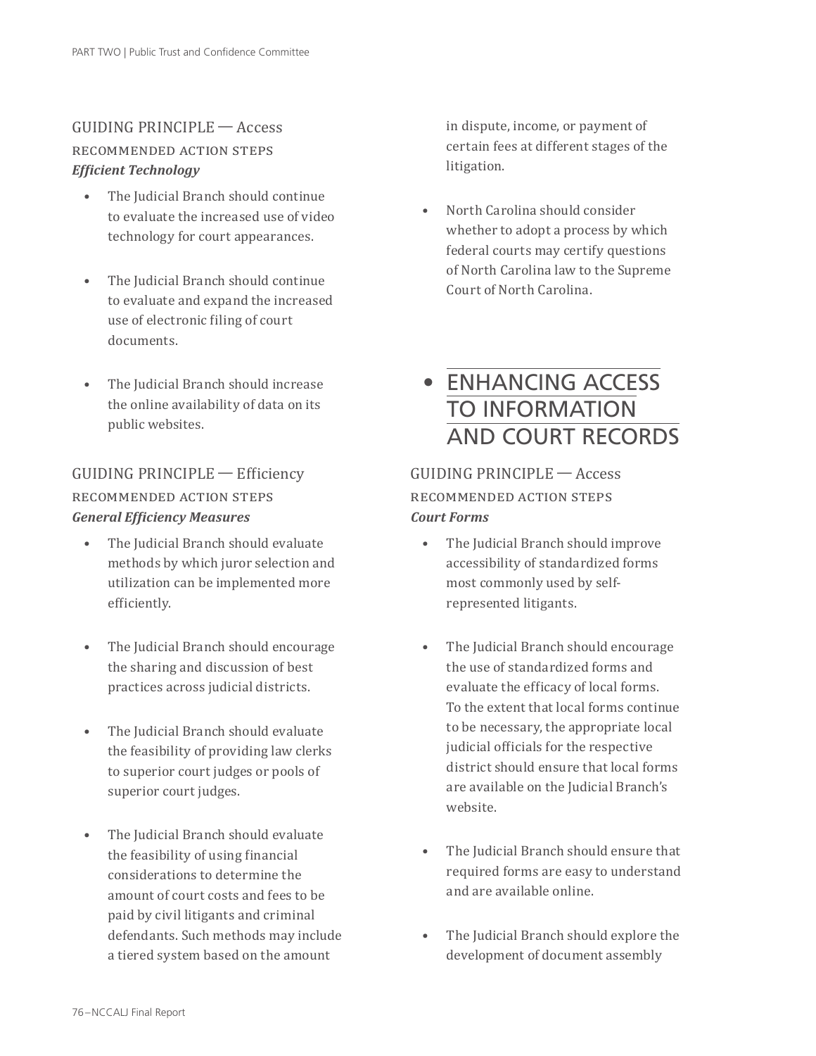### GUIDING PRINCIPLE — Access

RECOMMENDED ACTION STEPS

***Efficient Technology***

- The Judicial Branch should continue to evaluate the increased use of video technology for court appearances.
- The Judicial Branch should continue to evaluate and expand the increased use of electronic filing of court documents.
- The Judicial Branch should increase the online availability of data on its public websites.

### GUIDING PRINCIPLE — Efficiency

RECOMMENDED ACTION STEPS

***General Efficiency Measures***

- The Judicial Branch should evaluate methods by which juror selection and utilization can be implemented more efficiently.
- The Judicial Branch should encourage the sharing and discussion of best practices across judicial districts.
- The Judicial Branch should evaluate the feasibility of providing law clerks to superior court judges or pools of superior court judges.
- The Judicial Branch should evaluate the feasibility of using financial considerations to determine the amount of court costs and fees to be paid by civil litigants and criminal defendants. Such methods may include a tiered system based on the amount in dispute, income, or payment of certain fees at different stages of the litigation.
- North Carolina should consider whether to adopt a process by which federal courts may certify questions of North Carolina law to the Supreme Court of North Carolina.

## • ENHANCING ACCESS TO INFORMATION AND COURT RECORDS

### GUIDING PRINCIPLE — Access

RECOMMENDED ACTION STEPS

***Court Forms***

- The Judicial Branch should improve accessibility of standardized forms most commonly used by self-represented litigants.
- The Judicial Branch should encourage the use of standardized forms and evaluate the efficacy of local forms. To the extent that local forms continue to be necessary, the appropriate local judicial officials for the respective district should ensure that local forms are available on the Judicial Branch's website.
- The Judicial Branch should ensure that required forms are easy to understand and are available online.
- The Judicial Branch should explore the development of document assembly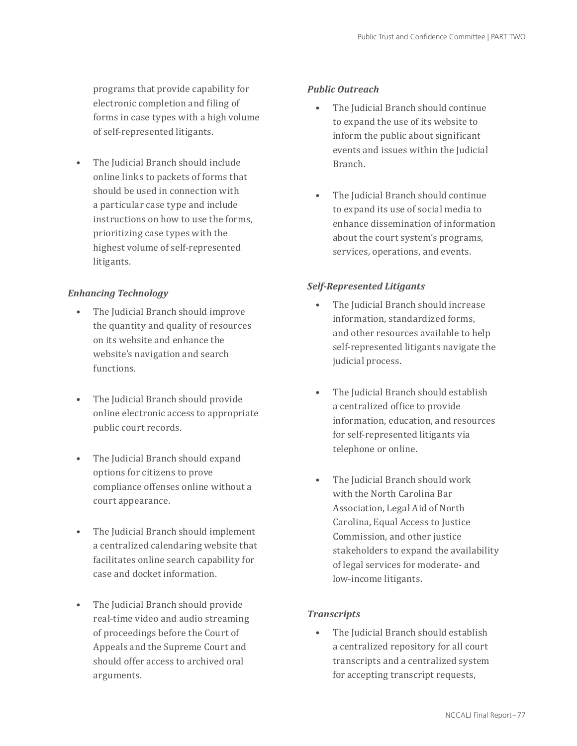programs that provide capability for electronic completion and filing of forms in case types with a high volume of self-represented litigants.

- The Judicial Branch should include online links to packets of forms that should be used in connection with a particular case type and include instructions on how to use the forms, prioritizing case types with the highest volume of self-represented litigants.

***Enhancing Technology***

- The Judicial Branch should improve the quantity and quality of resources on its website and enhance the website's navigation and search functions.
- The Judicial Branch should provide online electronic access to appropriate public court records.
- The Judicial Branch should expand options for citizens to prove compliance offenses online without a court appearance.
- The Judicial Branch should implement a centralized calendaring website that facilitates online search capability for case and docket information.
- The Judicial Branch should provide real-time video and audio streaming of proceedings before the Court of Appeals and the Supreme Court and should offer access to archived oral arguments.

***Public Outreach***

- The Judicial Branch should continue to expand the use of its website to inform the public about significant events and issues within the Judicial Branch.
- The Judicial Branch should continue to expand its use of social media to enhance dissemination of information about the court system's programs, services, operations, and events.

***Self-Represented Litigants***

- The Judicial Branch should increase information, standardized forms, and other resources available to help self-represented litigants navigate the judicial process.
- The Judicial Branch should establish a centralized office to provide information, education, and resources for self-represented litigants via telephone or online.
- The Judicial Branch should work with the North Carolina Bar Association, Legal Aid of North Carolina, Equal Access to Justice Commission, and other justice stakeholders to expand the availability of legal services for moderate- and low-income litigants.

***Transcripts***

- The Judicial Branch should establish a centralized repository for all court transcripts and a centralized system for accepting transcript requests,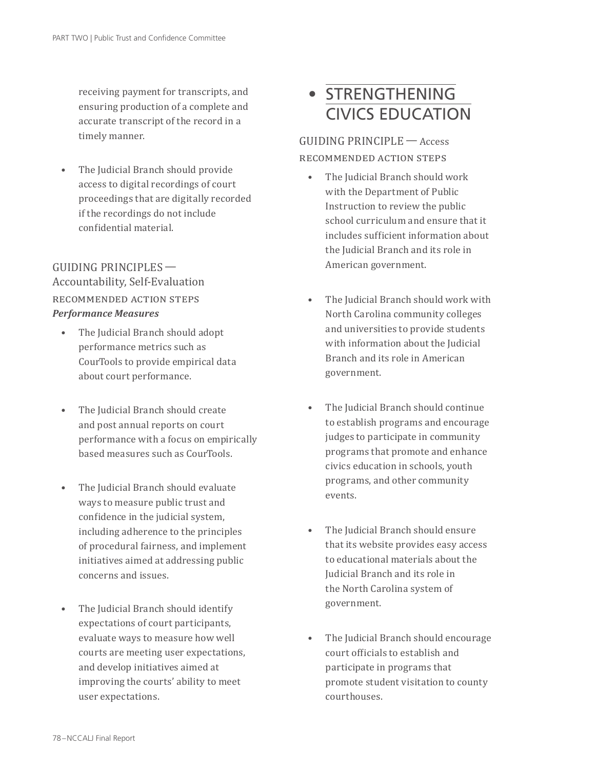receiving payment for transcripts, and ensuring production of a complete and accurate transcript of the record in a timely manner.

- The Judicial Branch should provide access to digital recordings of court proceedings that are digitally recorded if the recordings do not include confidential material.

### GUIDING PRINCIPLES — Accountability, Self-Evaluation

#### RECOMMENDED ACTION STEPS

***Performance Measures***

- The Judicial Branch should adopt performance metrics such as CourTools to provide empirical data about court performance.
- The Judicial Branch should create and post annual reports on court performance with a focus on empirically based measures such as CourTools.
- The Judicial Branch should evaluate ways to measure public trust and confidence in the judicial system, including adherence to the principles of procedural fairness, and implement initiatives aimed at addressing public concerns and issues.
- The Judicial Branch should identify expectations of court participants, evaluate ways to measure how well courts are meeting user expectations, and develop initiatives aimed at improving the courts' ability to meet user expectations.

## • STRENGTHENING CIVICS EDUCATION

### GUIDING PRINCIPLE — Access

#### RECOMMENDED ACTION STEPS

- The Judicial Branch should work with the Department of Public Instruction to review the public school curriculum and ensure that it includes sufficient information about the Judicial Branch and its role in American government.
- The Judicial Branch should work with North Carolina community colleges and universities to provide students with information about the Judicial Branch and its role in American government.
- The Judicial Branch should continue to establish programs and encourage judges to participate in community programs that promote and enhance civics education in schools, youth programs, and other community events.
- The Judicial Branch should ensure that its website provides easy access to educational materials about the Judicial Branch and its role in the North Carolina system of government.
- The Judicial Branch should encourage court officials to establish and participate in programs that promote student visitation to county courthouses.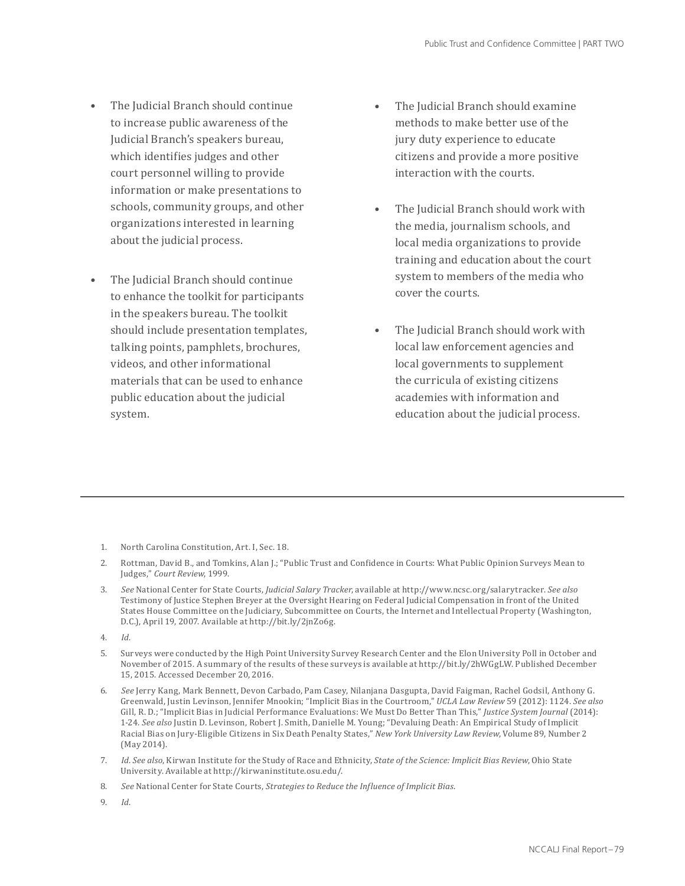- The Judicial Branch should continue to increase public awareness of the Judicial Branch's speakers bureau, which identifies judges and other court personnel willing to provide information or make presentations to schools, community groups, and other organizations interested in learning about the judicial process.
- The Judicial Branch should continue to enhance the toolkit for participants in the speakers bureau. The toolkit should include presentation templates, talking points, pamphlets, brochures, videos, and other informational materials that can be used to enhance public education about the judicial system.
- The Judicial Branch should examine methods to make better use of the jury duty experience to educate citizens and provide a more positive interaction with the courts.
- The Judicial Branch should work with the media, journalism schools, and local media organizations to provide training and education about the court system to members of the media who cover the courts.
- The Judicial Branch should work with local law enforcement agencies and local governments to supplement the curricula of existing citizens academies with information and education about the judicial process.

---

1. North Carolina Constitution, Art. I, Sec. 18.
2. Rottman, David B., and Tomkins, Alan J.; "Public Trust and Confidence in Courts: What Public Opinion Surveys Mean to Judges," *Court Review*, 1999.
3. *See* National Center for State Courts, *Judicial Salary Tracker*, available at http://www.ncsc.org/salarytracker. *See also* Testimony of Justice Stephen Breyer at the Oversight Hearing on Federal Judicial Compensation in front of the United States House Committee on the Judiciary, Subcommittee on Courts, the Internet and Intellectual Property (Washington, D.C.), April 19, 2007. Available at http://bit.ly/2jnZo6g.
4. *Id*.
5. Surveys were conducted by the High Point University Survey Research Center and the Elon University Poll in October and November of 2015. A summary of the results of these surveys is available at http://bit.ly/2hWGgLW. Published December 15, 2015. Accessed December 20, 2016.
6. *See* Jerry Kang, Mark Bennett, Devon Carbado, Pam Casey, Nilanjana Dasgupta, David Faigman, Rachel Godsil, Anthony G. Greenwald, Justin Levinson, Jennifer Mnookin; "Implicit Bias in the Courtroom," *UCLA Law Review* 59 (2012): 1124. *See also* Gill, R. D.; "Implicit Bias in Judicial Performance Evaluations: We Must Do Better Than This," *Justice System Journal* (2014): 1-24. *See also* Justin D. Levinson, Robert J. Smith, Danielle M. Young; "Devaluing Death: An Empirical Study of Implicit Racial Bias on Jury-Eligible Citizens in Six Death Penalty States," *New York University Law Review*, Volume 89, Number 2 (May 2014).
7. *Id*. *See also*, Kirwan Institute for the Study of Race and Ethnicity, *State of the Science: Implicit Bias Review*, Ohio State University. Available at http://kirwaninstitute.osu.edu/.
8. *See* National Center for State Courts, *Strategies to Reduce the Influence of Implicit Bias*.
9. *Id*.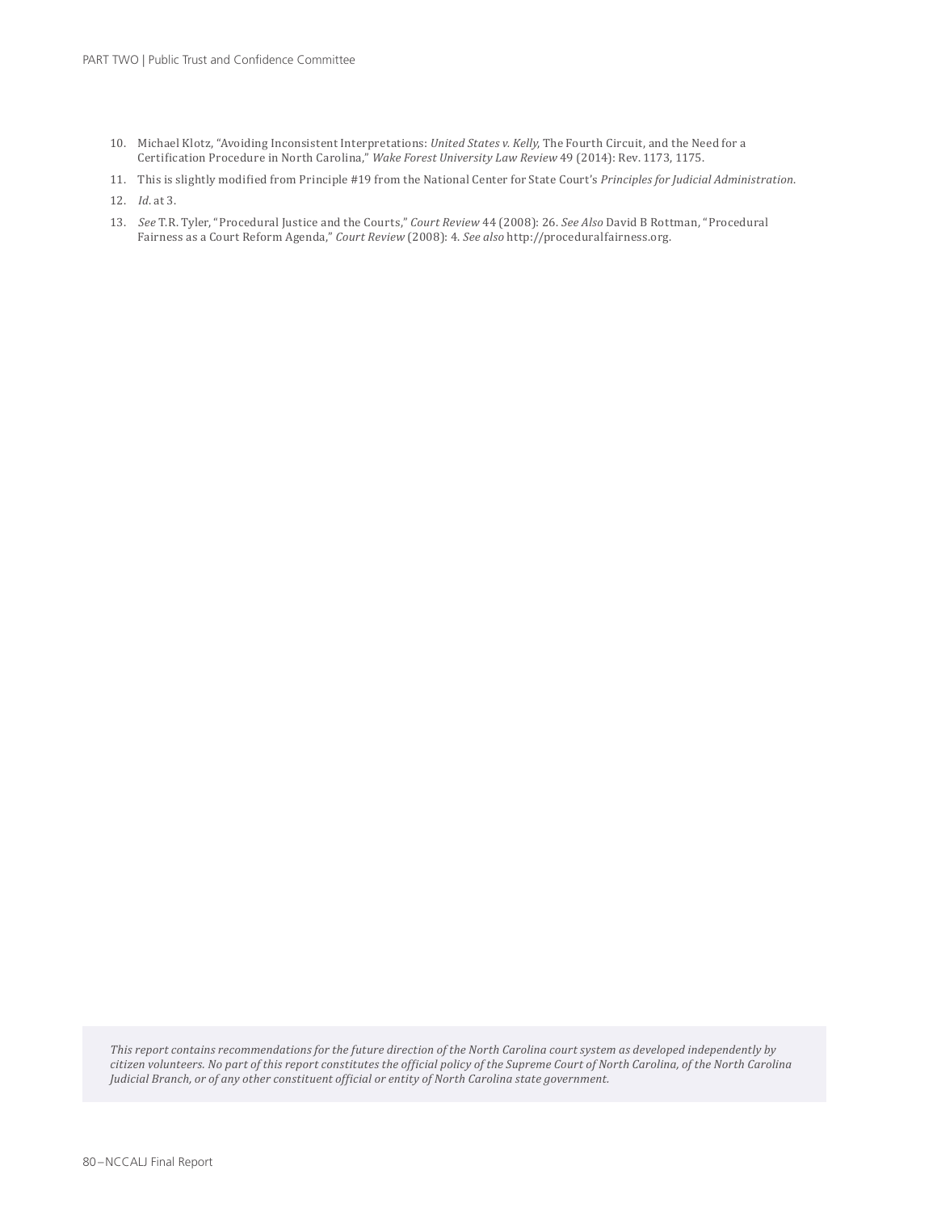10. Michael Klotz, "Avoiding Inconsistent Interpretations: *United States v. Kelly*, The Fourth Circuit, and the Need for a Certification Procedure in North Carolina," *Wake Forest University Law Review* 49 (2014): Rev. 1173, 1175.
11. This is slightly modified from Principle #19 from the National Center for State Court's *Principles for Judicial Administration*.
12. *Id.* at 3.
13. *See* T.R. Tyler, "Procedural Justice and the Courts," *Court Review* 44 (2008): 26. *See Also* David B Rottman, "Procedural Fairness as a Court Reform Agenda," *Court Review* (2008): 4. *See also* http://proceduralfairness.org.

*This report contains recommendations for the future direction of the North Carolina court system as developed independently by citizen volunteers. No part of this report constitutes the official policy of the Supreme Court of North Carolina, of the North Carolina Judicial Branch, or of any other constituent official or entity of North Carolina state government.*